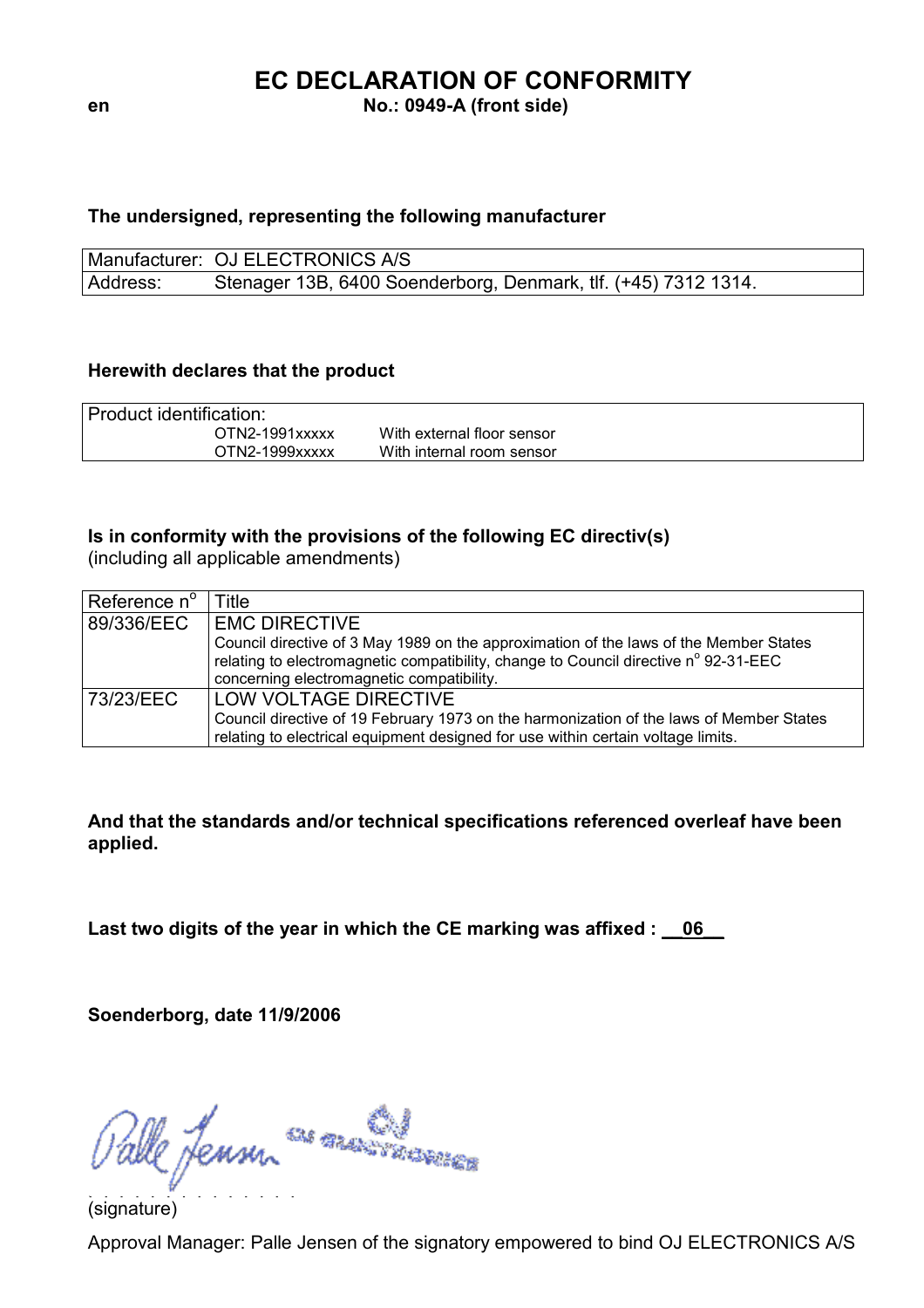# EC DECLARATION OF CONFORMITY

**en** **No.: 0949-A (front side)**

**The undersigned, representing the following manufacturer**

| | |
|---|---|
| Manufacturer: | OJ ELECTRONICS A/S |
| Address: | Stenager 13B, 6400 Soenderborg, Denmark, tlf. (+45) 7312 1314. |

**Herewith declares that the product**

| Product identification: | |
|---|---|
| OTN2-1991xxxxx | With external floor sensor |
| OTN2-1999xxxxx | With internal room sensor |

**Is in conformity with the provisions of the following EC directiv(s)**
(including all applicable amendments)

| Reference n$^{o}$ | Title |
|---|---|
| 89/336/EEC | EMC DIRECTIVE<br>Council directive of 3 May 1989 on the approximation of the laws of the Member States relating to electromagnetic compatibility, change to Council directive n$^{o}$ 92-31-EEC concerning electromagnetic compatibility. |
| 73/23/EEC | LOW VOLTAGE DIRECTIVE<br>Council directive of 19 February 1973 on the harmonization of the laws of Member States relating to electrical equipment designed for use within certain voltage limits. |

**And that the standards and/or technical specifications referenced overleaf have been applied.**

**Last two digits of the year in which the CE marking was affixed : 06**

**Soenderborg, date 11/9/2006**

Palle Jensen OJ ELECTRONICS

(signature)

Approval Manager: Palle Jensen of the signatory empowered to bind OJ ELECTRONICS A/S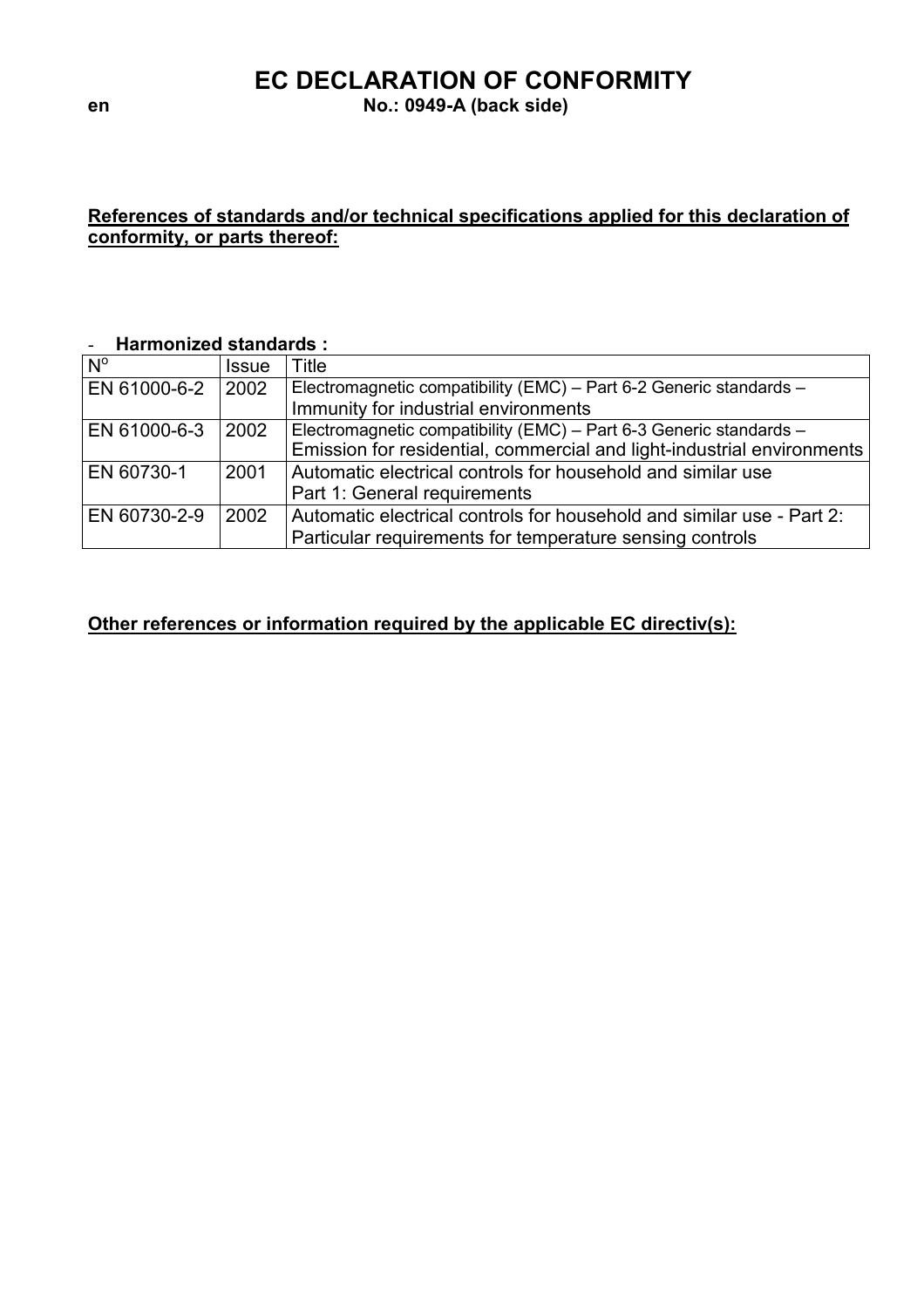# EC DECLARATION OF CONFORMITY

**en** **No.: 0949-A (back side)**

**References of standards and/or technical specifications applied for this declaration of conformity, or parts thereof:**

- **Harmonized standards :**

| N° | Issue | Title |
|---|---|---|
| EN 61000-6-2 | 2002 | Electromagnetic compatibility (EMC) – Part 6-2 Generic standards – Immunity for industrial environments |
| EN 61000-6-3 | 2002 | Electromagnetic compatibility (EMC) – Part 6-3 Generic standards – Emission for residential, commercial and light-industrial environments |
| EN 60730-1 | 2001 | Automatic electrical controls for household and similar use Part 1: General requirements |
| EN 60730-2-9 | 2002 | Automatic electrical controls for household and similar use - Part 2: Particular requirements for temperature sensing controls |

**Other references or information required by the applicable EC directiv(s):**